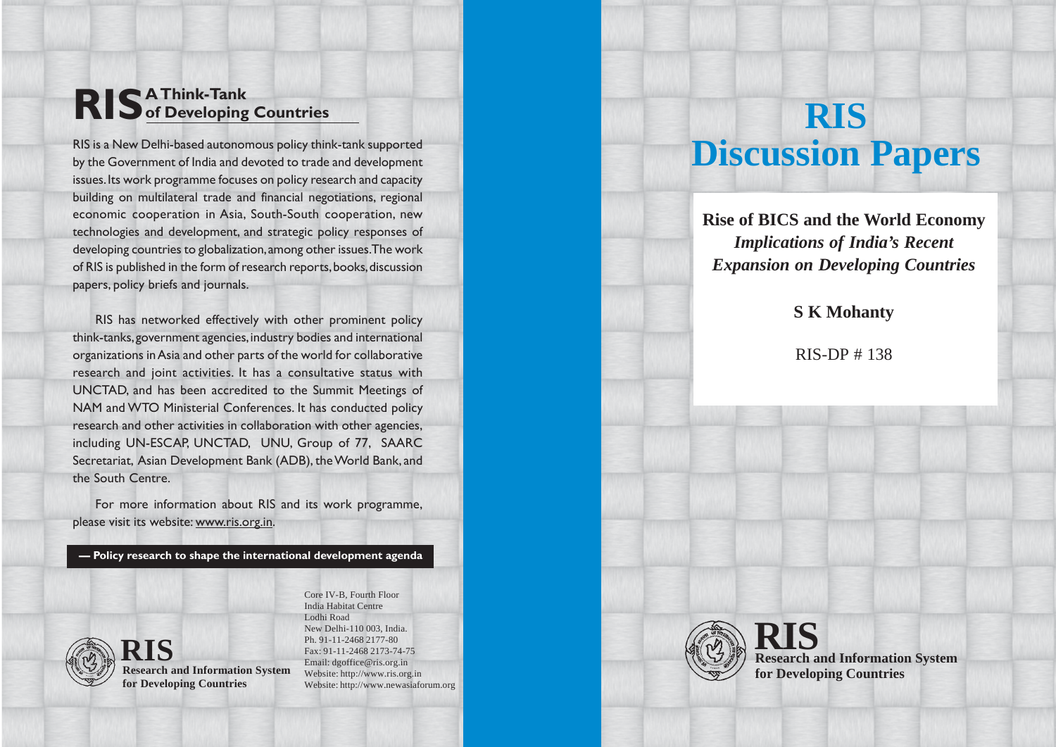# RIS Discussion Papers

**Rise of BICS and the World Economy**

***Implications of India's Recent Expansion on Developing Countries***

**S K Mohanty**

RIS-DP # 138

**RIS**
**Research and Information System for Developing Countries**

---

## RIS A Think-Tank of Developing Countries

RIS is a New Delhi-based autonomous policy think-tank supported by the Government of India and devoted to trade and development issues. Its work programme focuses on policy research and capacity building on multilateral trade and financial negotiations, regional economic cooperation in Asia, South-South cooperation, new technologies and development, and strategic policy responses of developing countries to globalization, among other issues. The work of RIS is published in the form of research reports, books, discussion papers, policy briefs and journals.

RIS has networked effectively with other prominent policy think-tanks, government agencies, industry bodies and international organizations in Asia and other parts of the world for collaborative research and joint activities. It has a consultative status with UNCTAD, and has been accredited to the Summit Meetings of NAM and WTO Ministerial Conferences. It has conducted policy research and other activities in collaboration with other agencies, including UN-ESCAP, UNCTAD, UNU, Group of 77, SAARC Secretariat, Asian Development Bank (ADB), the World Bank, and the South Centre.

For more information about RIS and its work programme, please visit its website: www.ris.org.in.

**— Policy research to shape the international development agenda**

**RIS**
**Research and Information System for Developing Countries**

Core IV-B, Fourth Floor
India Habitat Centre
Lodhi Road
New Delhi-110 003, India.
Ph. 91-11-2468 2177-80
Fax: 91-11-2468 2173-74-75
Email: dgoffice@ris.org.in
Website: http://www.ris.org.in
Website: http://www.newasiaforum.org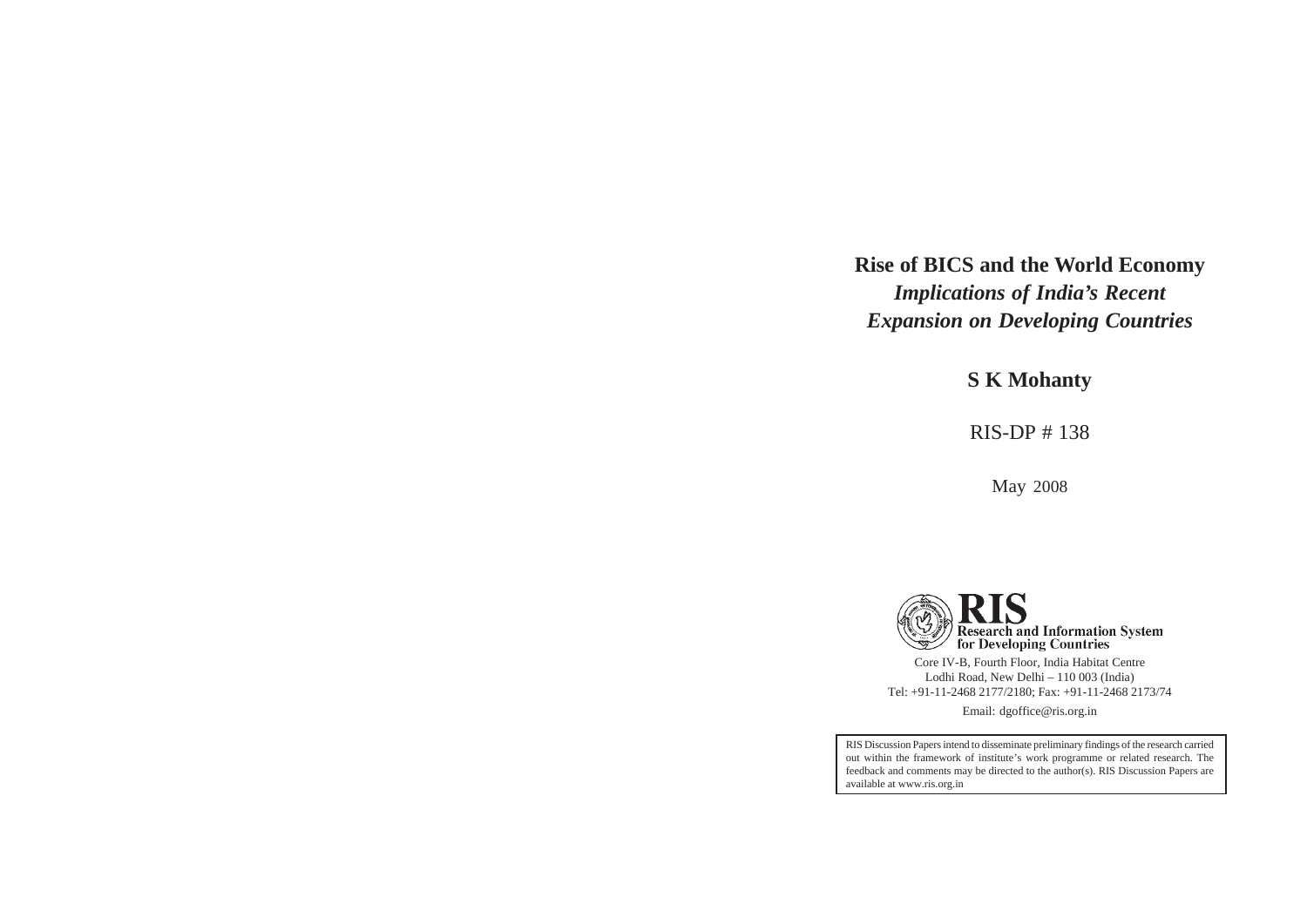# Rise of BICS and the World Economy

## *Implications of India's Recent Expansion on Developing Countries*

**S K Mohanty**

RIS-DP # 138

May 2008

**RIS**
**Research and Information System for Developing Countries**

Core IV-B, Fourth Floor, India Habitat Centre
Lodhi Road, New Delhi – 110 003 (India)
Tel: +91-11-2468 2177/2180; Fax: +91-11-2468 2173/74

Email: dgoffice@ris.org.in

RIS Discussion Papers intend to disseminate preliminary findings of the research carried out within the framework of institute's work programme or related research. The feedback and comments may be directed to the author(s). RIS Discussion Papers are available at www.ris.org.in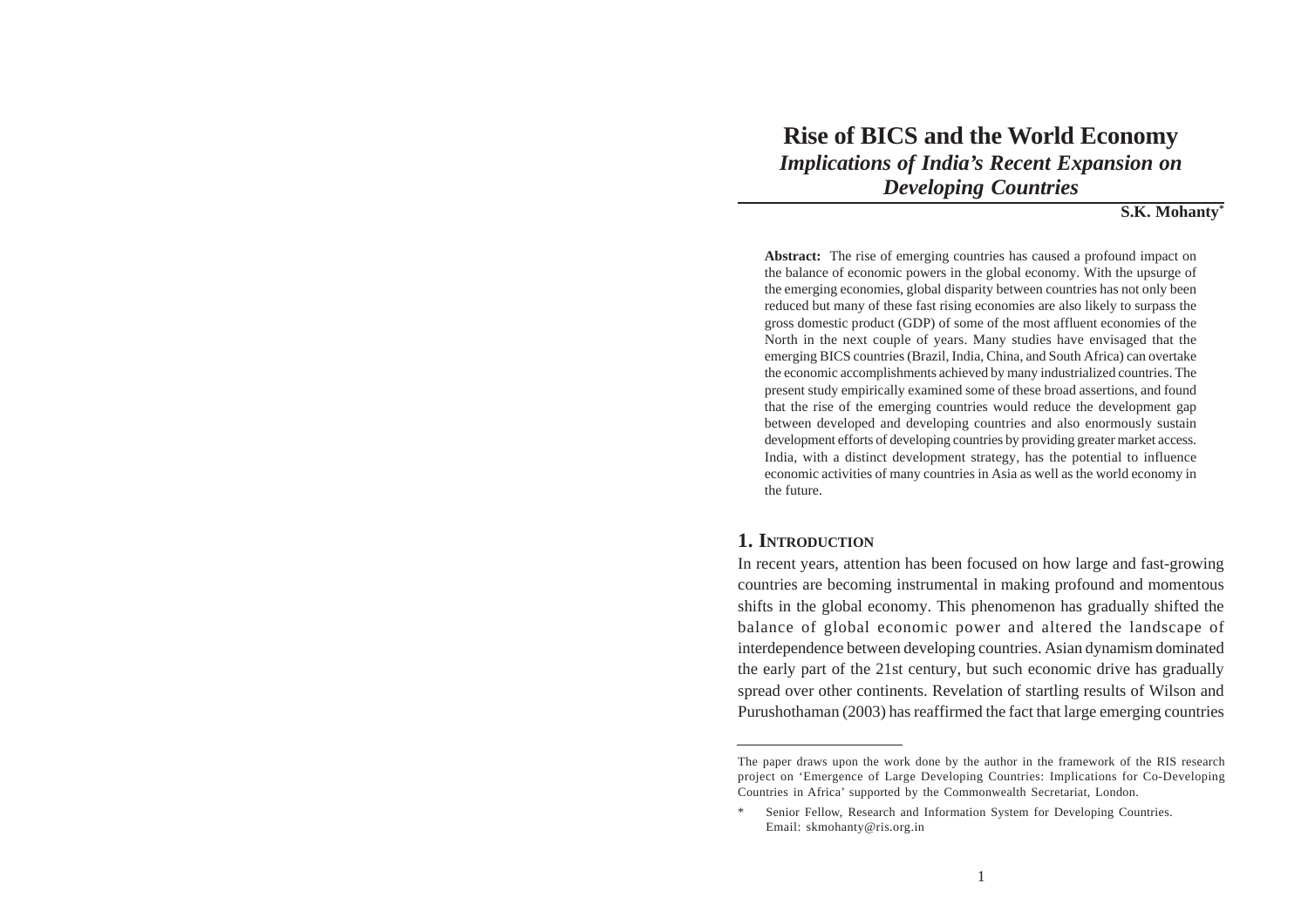# Rise of BICS and the World Economy

## *Implications of India's Recent Expansion on Developing Countries*

**S.K. Mohanty***

**Abstract:** The rise of emerging countries has caused a profound impact on the balance of economic powers in the global economy. With the upsurge of the emerging economies, global disparity between countries has not only been reduced but many of these fast rising economies are also likely to surpass the gross domestic product (GDP) of some of the most affluent economies of the North in the next couple of years. Many studies have envisaged that the emerging BICS countries (Brazil, India, China, and South Africa) can overtake the economic accomplishments achieved by many industrialized countries. The present study empirically examined some of these broad assertions, and found that the rise of the emerging countries would reduce the development gap between developed and developing countries and also enormously sustain development efforts of developing countries by providing greater market access. India, with a distinct development strategy, has the potential to influence economic activities of many countries in Asia as well as the world economy in the future.

## 1. Introduction

In recent years, attention has been focused on how large and fast-growing countries are becoming instrumental in making profound and momentous shifts in the global economy. This phenomenon has gradually shifted the balance of global economic power and altered the landscape of interdependence between developing countries. Asian dynamism dominated the early part of the 21st century, but such economic drive has gradually spread over other continents. Revelation of startling results of Wilson and Purushothaman (2003) has reaffirmed the fact that large emerging countries

---

The paper draws upon the work done by the author in the framework of the RIS research project on 'Emergence of Large Developing Countries: Implications for Co-Developing Countries in Africa' supported by the Commonwealth Secretariat, London.

\* Senior Fellow, Research and Information System for Developing Countries. Email: skmohanty@ris.org.in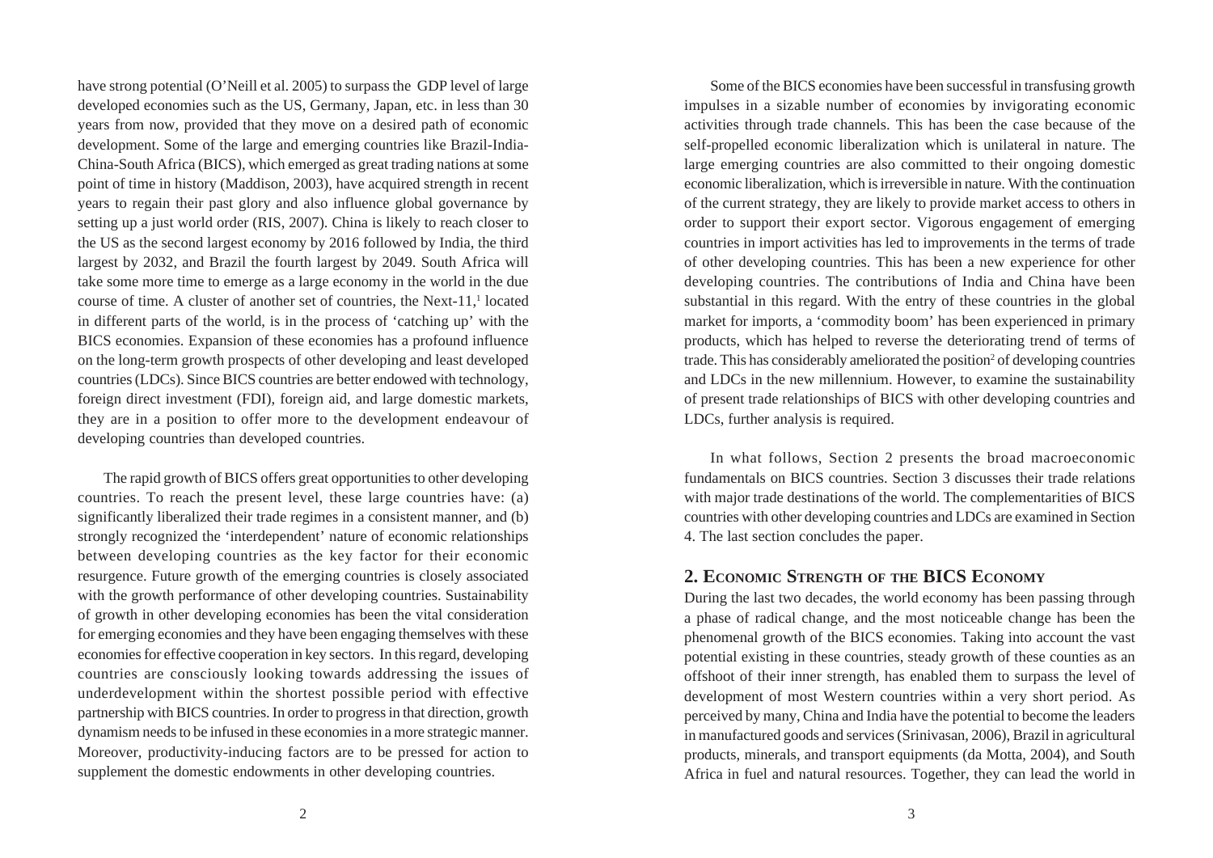have strong potential (O'Neill et al. 2005) to surpass the GDP level of large developed economies such as the US, Germany, Japan, etc. in less than 30 years from now, provided that they move on a desired path of economic development. Some of the large and emerging countries like Brazil-India-China-South Africa (BICS), which emerged as great trading nations at some point of time in history (Maddison, 2003), have acquired strength in recent years to regain their past glory and also influence global governance by setting up a just world order (RIS, 2007). China is likely to reach closer to the US as the second largest economy by 2016 followed by India, the third largest by 2032, and Brazil the fourth largest by 2049. South Africa will take some more time to emerge as a large economy in the world in the due course of time. A cluster of another set of countries, the Next-11,[1] located in different parts of the world, is in the process of 'catching up' with the BICS economies. Expansion of these economies has a profound influence on the long-term growth prospects of other developing and least developed countries (LDCs). Since BICS countries are better endowed with technology, foreign direct investment (FDI), foreign aid, and large domestic markets, they are in a position to offer more to the development endeavour of developing countries than developed countries.

The rapid growth of BICS offers great opportunities to other developing countries. To reach the present level, these large countries have: (a) significantly liberalized their trade regimes in a consistent manner, and (b) strongly recognized the 'interdependent' nature of economic relationships between developing countries as the key factor for their economic resurgence. Future growth of the emerging countries is closely associated with the growth performance of other developing countries. Sustainability of growth in other developing economies has been the vital consideration for emerging economies and they have been engaging themselves with these economies for effective cooperation in key sectors. In this regard, developing countries are consciously looking towards addressing the issues of underdevelopment within the shortest possible period with effective partnership with BICS countries. In order to progress in that direction, growth dynamism needs to be infused in these economies in a more strategic manner. Moreover, productivity-inducing factors are to be pressed for action to supplement the domestic endowments in other developing countries.

Some of the BICS economies have been successful in transfusing growth impulses in a sizable number of economies by invigorating economic activities through trade channels. This has been the case because of the self-propelled economic liberalization which is unilateral in nature. The large emerging countries are also committed to their ongoing domestic economic liberalization, which is irreversible in nature. With the continuation of the current strategy, they are likely to provide market access to others in order to support their export sector. Vigorous engagement of emerging countries in import activities has led to improvements in the terms of trade of other developing countries. This has been a new experience for other developing countries. The contributions of India and China have been substantial in this regard. With the entry of these countries in the global market for imports, a 'commodity boom' has been experienced in primary products, which has helped to reverse the deteriorating trend of terms of trade. This has considerably ameliorated the position[2] of developing countries and LDCs in the new millennium. However, to examine the sustainability of present trade relationships of BICS with other developing countries and LDCs, further analysis is required.

In what follows, Section 2 presents the broad macroeconomic fundamentals on BICS countries. Section 3 discusses their trade relations with major trade destinations of the world. The complementarities of BICS countries with other developing countries and LDCs are examined in Section 4. The last section concludes the paper.

## 2. Economic Strength of the BICS Economy

During the last two decades, the world economy has been passing through a phase of radical change, and the most noticeable change has been the phenomenal growth of the BICS economies. Taking into account the vast potential existing in these countries, steady growth of these counties as an offshoot of their inner strength, has enabled them to surpass the level of development of most Western countries within a very short period. As perceived by many, China and India have the potential to become the leaders in manufactured goods and services (Srinivasan, 2006), Brazil in agricultural products, minerals, and transport equipments (da Motta, 2004), and South Africa in fuel and natural resources. Together, they can lead the world in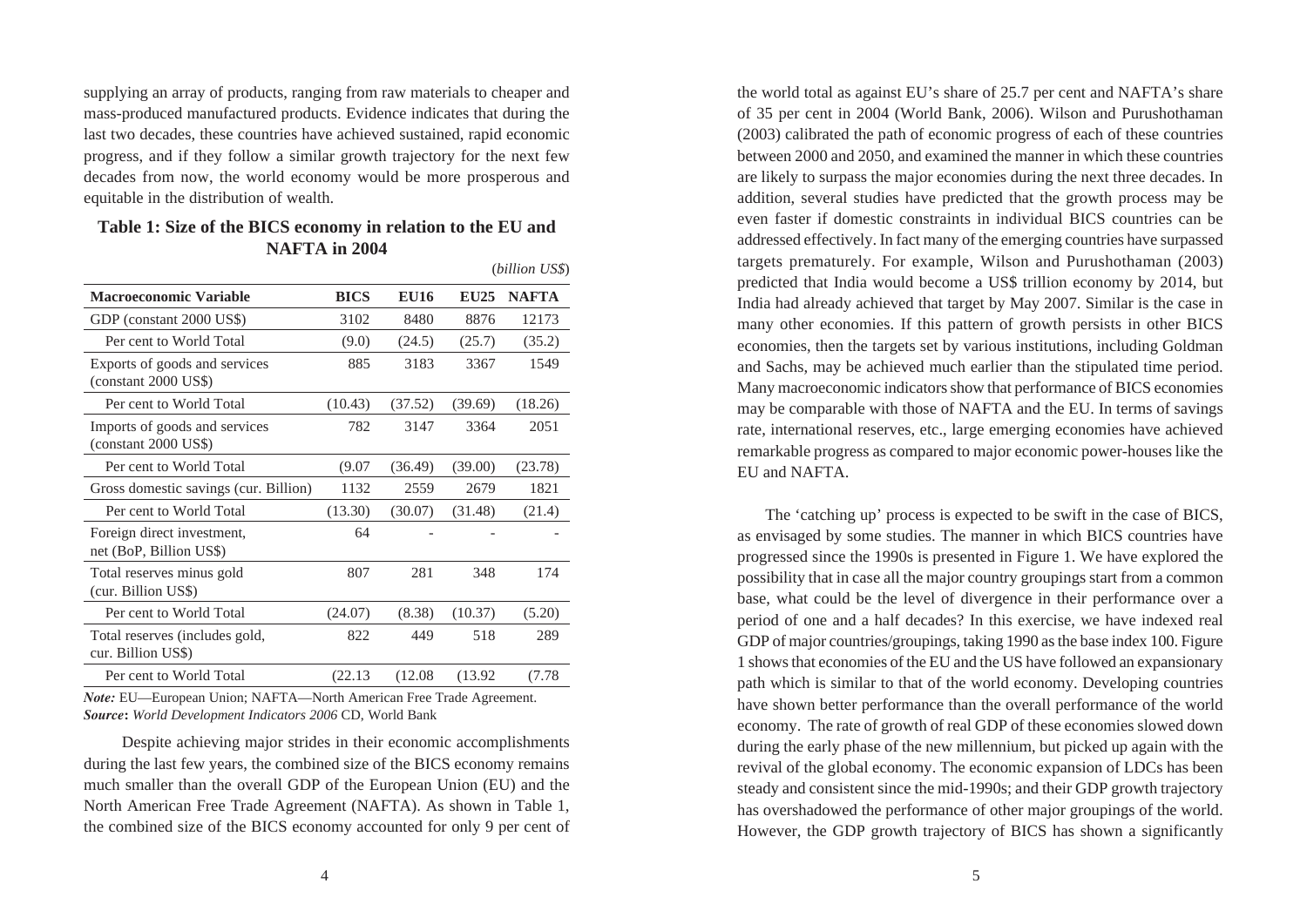supplying an array of products, ranging from raw materials to cheaper and mass-produced manufactured products. Evidence indicates that during the last two decades, these countries have achieved sustained, rapid economic progress, and if they follow a similar growth trajectory for the next few decades from now, the world economy would be more prosperous and equitable in the distribution of wealth.

**Table 1: Size of the BICS economy in relation to the EU and NAFTA in 2004**

(*billion US$*)

| Macroeconomic Variable | BICS | EU16 | EU25 | NAFTA |
|---|---|---|---|---|
| GDP (constant 2000 US$) | 3102 | 8480 | 8876 | 12173 |
| Per cent to World Total | (9.0) | (24.5) | (25.7) | (35.2) |
| Exports of goods and services (constant 2000 US$) | 885 | 3183 | 3367 | 1549 |
| Per cent to World Total | (10.43) | (37.52) | (39.69) | (18.26) |
| Imports of goods and services (constant 2000 US$) | 782 | 3147 | 3364 | 2051 |
| Per cent to World Total | (9.07 | (36.49) | (39.00) | (23.78) |
| Gross domestic savings (cur. Billion) | 1132 | 2559 | 2679 | 1821 |
| Per cent to World Total | (13.30) | (30.07) | (31.48) | (21.4) |
| Foreign direct investment, net (BoP, Billion US$) | 64 | - | - | - |
| Total reserves minus gold (cur. Billion US$) | 807 | 281 | 348 | 174 |
| Per cent to World Total | (24.07) | (8.38) | (10.37) | (5.20) |
| Total reserves (includes gold, cur. Billion US$) | 822 | 449 | 518 | 289 |
| Per cent to World Total | (22.13 | (12.08 | (13.92 | (7.78 |

***Note:*** EU—European Union; NAFTA—North American Free Trade Agreement.
***Source*:** *World Development Indicators 2006* CD, World Bank

Despite achieving major strides in their economic accomplishments during the last few years, the combined size of the BICS economy remains much smaller than the overall GDP of the European Union (EU) and the North American Free Trade Agreement (NAFTA). As shown in Table 1, the combined size of the BICS economy accounted for only 9 per cent of the world total as against EU's share of 25.7 per cent and NAFTA's share of 35 per cent in 2004 (World Bank, 2006). Wilson and Purushothaman (2003) calibrated the path of economic progress of each of these countries between 2000 and 2050, and examined the manner in which these countries are likely to surpass the major economies during the next three decades. In addition, several studies have predicted that the growth process may be even faster if domestic constraints in individual BICS countries can be addressed effectively. In fact many of the emerging countries have surpassed targets prematurely. For example, Wilson and Purushothaman (2003) predicted that India would become a US$ trillion economy by 2014, but India had already achieved that target by May 2007. Similar is the case in many other economies. If this pattern of growth persists in other BICS economies, then the targets set by various institutions, including Goldman and Sachs, may be achieved much earlier than the stipulated time period. Many macroeconomic indicators show that performance of BICS economies may be comparable with those of NAFTA and the EU. In terms of savings rate, international reserves, etc., large emerging economies have achieved remarkable progress as compared to major economic power-houses like the EU and NAFTA.

The 'catching up' process is expected to be swift in the case of BICS, as envisaged by some studies. The manner in which BICS countries have progressed since the 1990s is presented in Figure 1. We have explored the possibility that in case all the major country groupings start from a common base, what could be the level of divergence in their performance over a period of one and a half decades? In this exercise, we have indexed real GDP of major countries/groupings, taking 1990 as the base index 100. Figure 1 shows that economies of the EU and the US have followed an expansionary path which is similar to that of the world economy. Developing countries have shown better performance than the overall performance of the world economy. The rate of growth of real GDP of these economies slowed down during the early phase of the new millennium, but picked up again with the revival of the global economy. The economic expansion of LDCs has been steady and consistent since the mid-1990s; and their GDP growth trajectory has overshadowed the performance of other major groupings of the world. However, the GDP growth trajectory of BICS has shown a significantly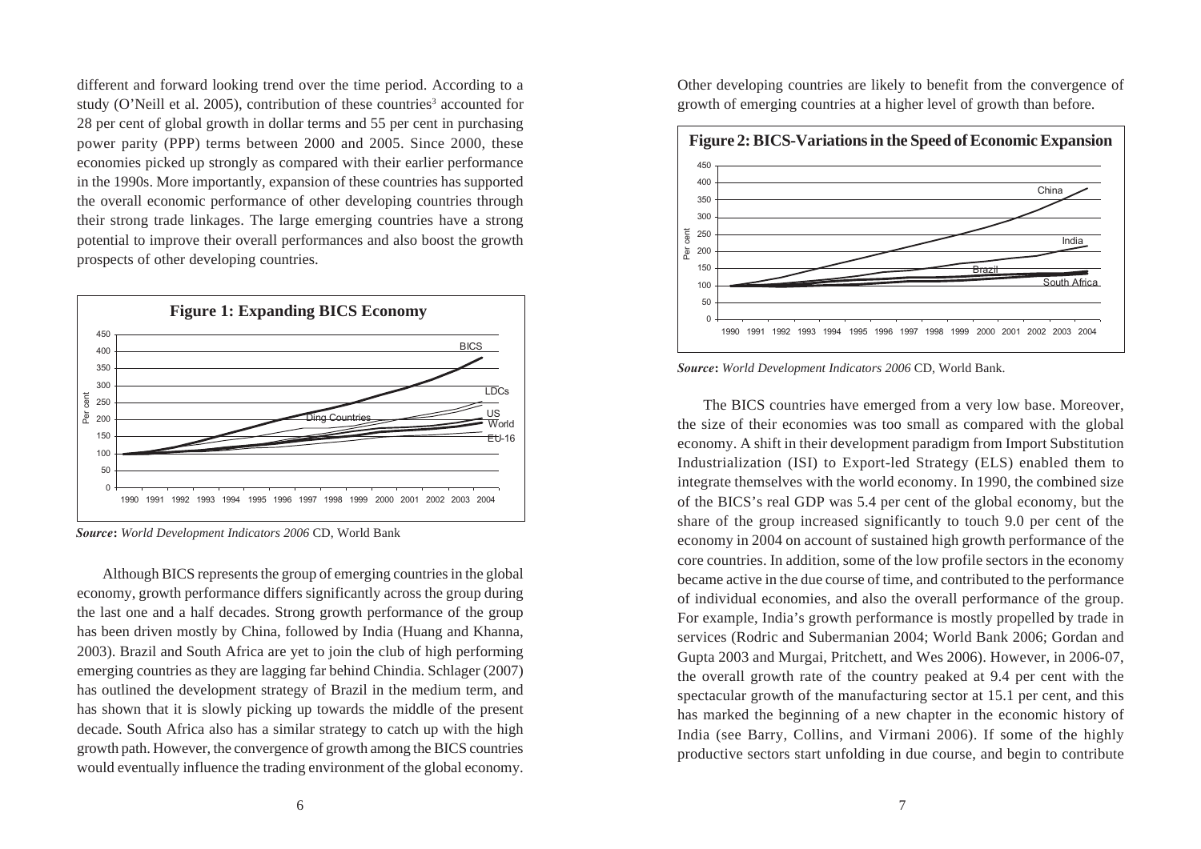different and forward looking trend over the time period. According to a study (O'Neill et al. 2005), contribution of these countries[3] accounted for 28 per cent of global growth in dollar terms and 55 per cent in purchasing power parity (PPP) terms between 2000 and 2005. Since 2000, these economies picked up strongly as compared with their earlier performance in the 1990s. More importantly, expansion of these countries has supported the overall economic performance of other developing countries through their strong trade linkages. The large emerging countries have a strong potential to improve their overall performances and also boost the growth prospects of other developing countries.

**Figure 1: Expanding BICS Economy**

***Source*****:** *World Development Indicators 2006* CD, World Bank

Although BICS represents the group of emerging countries in the global economy, growth performance differs significantly across the group during the last one and a half decades. Strong growth performance of the group has been driven mostly by China, followed by India (Huang and Khanna, 2003). Brazil and South Africa are yet to join the club of high performing emerging countries as they are lagging far behind Chindia. Schlager (2007) has outlined the development strategy of Brazil in the medium term, and has shown that it is slowly picking up towards the middle of the present decade. South Africa also has a similar strategy to catch up with the high growth path. However, the convergence of growth among the BICS countries would eventually influence the trading environment of the global economy. Other developing countries are likely to benefit from the convergence of growth of emerging countries at a higher level of growth than before.

**Figure 2: BICS-Variations in the Speed of Economic Expansion**

***Source*****:** *World Development Indicators 2006* CD, World Bank.

The BICS countries have emerged from a very low base. Moreover, the size of their economies was too small as compared with the global economy. A shift in their development paradigm from Import Substitution Industrialization (ISI) to Export-led Strategy (ELS) enabled them to integrate themselves with the world economy. In 1990, the combined size of the BICS's real GDP was 5.4 per cent of the global economy, but the share of the group increased significantly to touch 9.0 per cent of the economy in 2004 on account of sustained high growth performance of the core countries. In addition, some of the low profile sectors in the economy became active in the due course of time, and contributed to the performance of individual economies, and also the overall performance of the group. For example, India's growth performance is mostly propelled by trade in services (Rodric and Subermanian 2004; World Bank 2006; Gordan and Gupta 2003 and Murgai, Pritchett, and Wes 2006). However, in 2006-07, the overall growth rate of the country peaked at 9.4 per cent with the spectacular growth of the manufacturing sector at 15.1 per cent, and this has marked the beginning of a new chapter in the economic history of India (see Barry, Collins, and Virmani 2006). If some of the highly productive sectors start unfolding in due course, and begin to contribute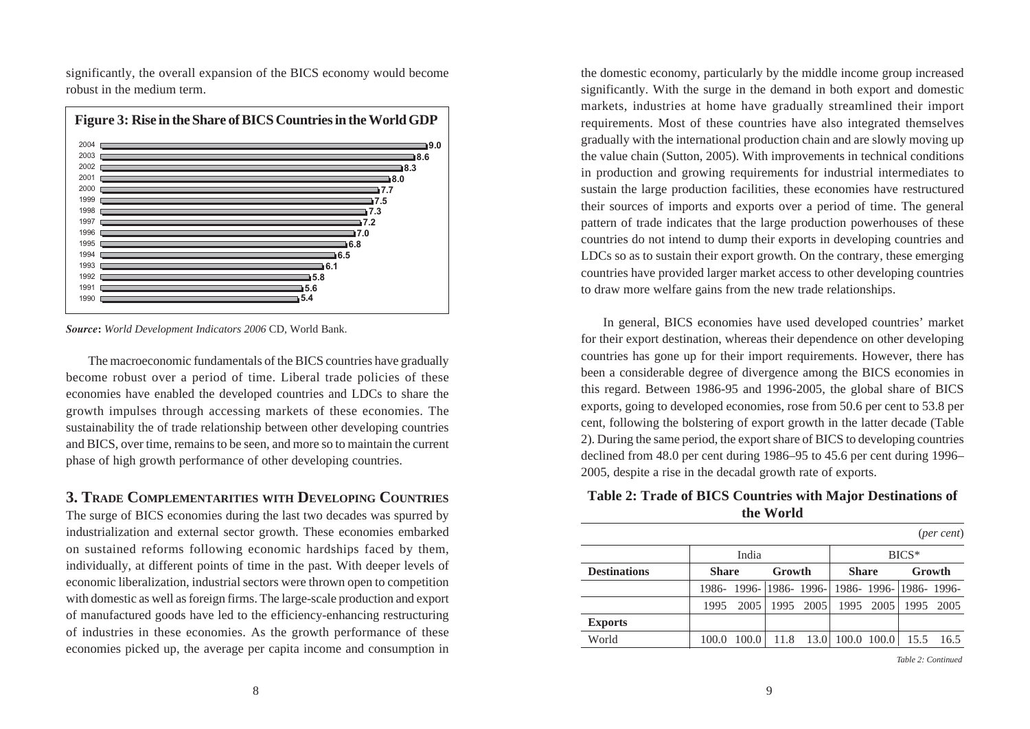significantly, the overall expansion of the BICS economy would become robust in the medium term.

**Figure 3: Rise in the Share of BICS Countries in the World GDP**

| Year | Share |
|---|---|
| 2004 | 9.0 |
| 2003 | 8.6 |
| 2002 | 8.3 |
| 2001 | 8.0 |
| 2000 | 7.7 |
| 1999 | 7.5 |
| 1998 | 7.3 |
| 1997 | 7.2 |
| 1996 | 7.0 |
| 1995 | 6.8 |
| 1994 | 6.5 |
| 1993 | 6.1 |
| 1992 | 5.8 |
| 1991 | 5.6 |
| 1990 | 5.4 |

***Source*:** *World Development Indicators 2006* CD, World Bank.

The macroeconomic fundamentals of the BICS countries have gradually become robust over a period of time. Liberal trade policies of these economies have enabled the developed countries and LDCs to share the growth impulses through accessing markets of these economies. The sustainability the of trade relationship between other developing countries and BICS, over time, remains to be seen, and more so to maintain the current phase of high growth performance of other developing countries.

## 3. Trade Complementarities with Developing Countries

The surge of BICS economies during the last two decades was spurred by industrialization and external sector growth. These economies embarked on sustained reforms following economic hardships faced by them, individually, at different points of time in the past. With deeper levels of economic liberalization, industrial sectors were thrown open to competition with domestic as well as foreign firms. The large-scale production and export of manufactured goods have led to the efficiency-enhancing restructuring of industries in these economies. As the growth performance of these economies picked up, the average per capita income and consumption in the domestic economy, particularly by the middle income group increased significantly. With the surge in the demand in both export and domestic markets, industries at home have gradually streamlined their import requirements. Most of these countries have also integrated themselves gradually with the international production chain and are slowly moving up the value chain (Sutton, 2005). With improvements in technical conditions in production and growing requirements for industrial intermediates to sustain the large production facilities, these economies have restructured their sources of imports and exports over a period of time. The general pattern of trade indicates that the large production powerhouses of these countries do not intend to dump their exports in developing countries and LDCs so as to sustain their export growth. On the contrary, these emerging countries have provided larger market access to other developing countries to draw more welfare gains from the new trade relationships.

In general, BICS economies have used developed countries' market for their export destination, whereas their dependence on other developing countries has gone up for their import requirements. However, there has been a considerable degree of divergence among the BICS economies in this regard. Between 1986-95 and 1996-2005, the global share of BICS exports, going to developed economies, rose from 50.6 per cent to 53.8 per cent, following the bolstering of export growth in the latter decade (Table 2). During the same period, the export share of BICS to developing countries declined from 48.0 per cent during 1986–95 to 45.6 per cent during 1996–2005, despite a rise in the decadal growth rate of exports.

**Table 2: Trade of BICS Countries with Major Destinations of the World**

(*per cent*)

| | India | | | | BICS* | | | |
|---|---|---|---|---|---|---|---|---|
| **Destinations** | **Share** | | **Growth** | | **Share** | | **Growth** | |
| | 1986-1995 | 1996-2005 | 1986-1995 | 1996-2005 | 1986-1995 | 1996-2005 | 1986-1995 | 1996-2005 |
| **Exports** | | | | | | | | |
| World | 100.0 | 100.0 | 11.8 | 13.0 | 100.0 | 100.0 | 15.5 | 16.5 |

*Table 2: Continued*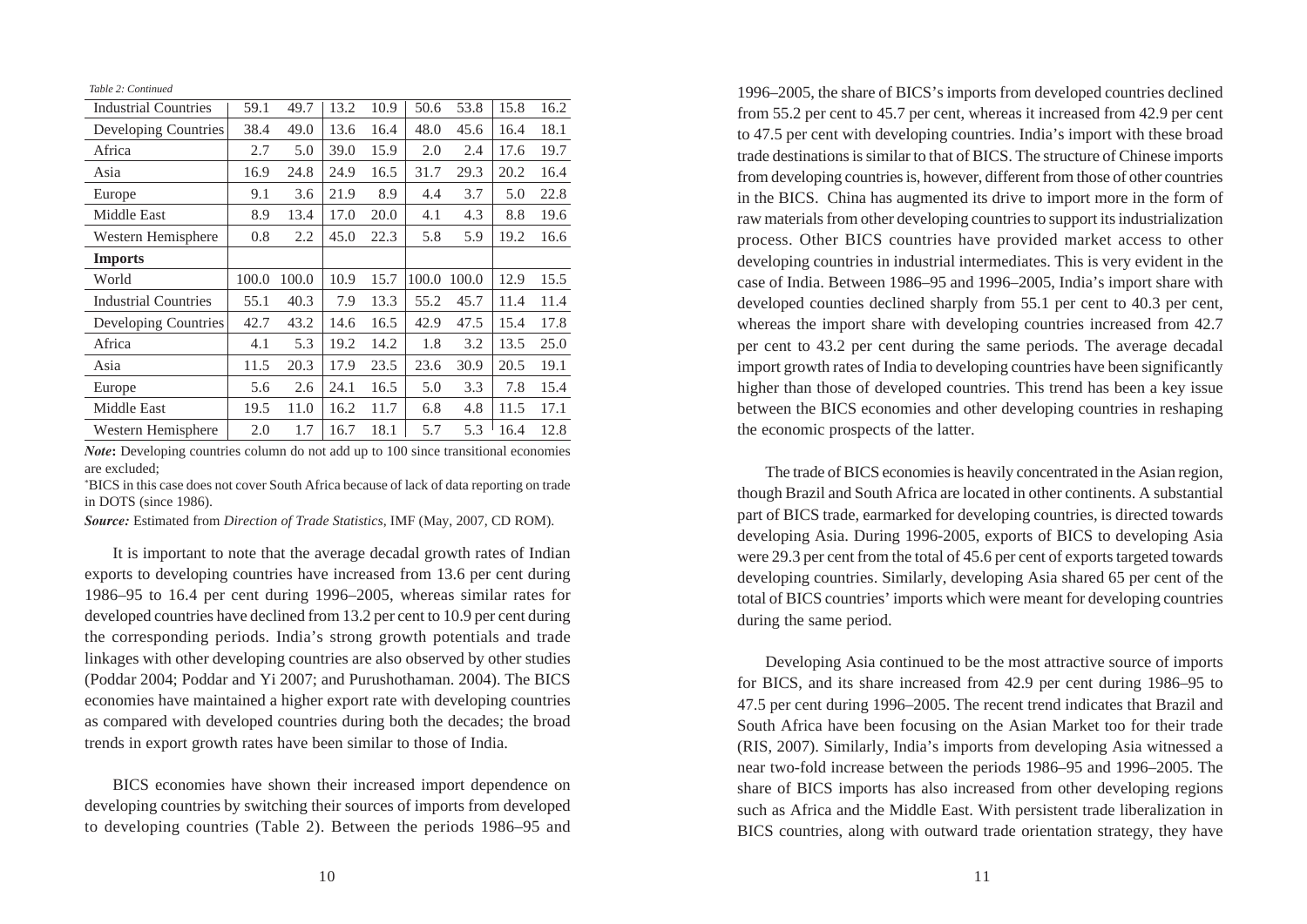*Table 2: Continued*

| | | | | | | | | |
|---|---|---|---|---|---|---|---|---|
| Industrial Countries | 59.1 | 49.7 | 13.2 | 10.9 | 50.6 | 53.8 | 15.8 | 16.2 |
| Developing Countries | 38.4 | 49.0 | 13.6 | 16.4 | 48.0 | 45.6 | 16.4 | 18.1 |
| Africa | 2.7 | 5.0 | 39.0 | 15.9 | 2.0 | 2.4 | 17.6 | 19.7 |
| Asia | 16.9 | 24.8 | 24.9 | 16.5 | 31.7 | 29.3 | 20.2 | 16.4 |
| Europe | 9.1 | 3.6 | 21.9 | 8.9 | 4.4 | 3.7 | 5.0 | 22.8 |
| Middle East | 8.9 | 13.4 | 17.0 | 20.0 | 4.1 | 4.3 | 8.8 | 19.6 |
| Western Hemisphere | 0.8 | 2.2 | 45.0 | 22.3 | 5.8 | 5.9 | 19.2 | 16.6 |
| **Imports** | | | | | | | | |
| World | 100.0 | 100.0 | 10.9 | 15.7 | 100.0 | 100.0 | 12.9 | 15.5 |
| Industrial Countries | 55.1 | 40.3 | 7.9 | 13.3 | 55.2 | 45.7 | 11.4 | 11.4 |
| Developing Countries | 42.7 | 43.2 | 14.6 | 16.5 | 42.9 | 47.5 | 15.4 | 17.8 |
| Africa | 4.1 | 5.3 | 19.2 | 14.2 | 1.8 | 3.2 | 13.5 | 25.0 |
| Asia | 11.5 | 20.3 | 17.9 | 23.5 | 23.6 | 30.9 | 20.5 | 19.1 |
| Europe | 5.6 | 2.6 | 24.1 | 16.5 | 5.0 | 3.3 | 7.8 | 15.4 |
| Middle East | 19.5 | 11.0 | 16.2 | 11.7 | 6.8 | 4.8 | 11.5 | 17.1 |
| Western Hemisphere | 2.0 | 1.7 | 16.7 | 18.1 | 5.7 | 5.3 | 16.4 | 12.8 |

***Note*:** Developing countries column do not add up to 100 since transitional economies are excluded;

*BICS in this case does not cover South Africa because of lack of data reporting on trade in DOTS (since 1986).

***Source:*** Estimated from *Direction of Trade Statistics*, IMF (May, 2007, CD ROM).

It is important to note that the average decadal growth rates of Indian exports to developing countries have increased from 13.6 per cent during 1986–95 to 16.4 per cent during 1996–2005, whereas similar rates for developed countries have declined from 13.2 per cent to 10.9 per cent during the corresponding periods. India's strong growth potentials and trade linkages with other developing countries are also observed by other studies (Poddar 2004; Poddar and Yi 2007; and Purushothaman. 2004). The BICS economies have maintained a higher export rate with developing countries as compared with developed countries during both the decades; the broad trends in export growth rates have been similar to those of India.

BICS economies have shown their increased import dependence on developing countries by switching their sources of imports from developed to developing countries (Table 2). Between the periods 1986–95 and 1996–2005, the share of BICS's imports from developed countries declined from 55.2 per cent to 45.7 per cent, whereas it increased from 42.9 per cent to 47.5 per cent with developing countries. India's import with these broad trade destinations is similar to that of BICS. The structure of Chinese imports from developing countries is, however, different from those of other countries in the BICS. China has augmented its drive to import more in the form of raw materials from other developing countries to support its industrialization process. Other BICS countries have provided market access to other developing countries in industrial intermediates. This is very evident in the case of India. Between 1986–95 and 1996–2005, India's import share with developed counties declined sharply from 55.1 per cent to 40.3 per cent, whereas the import share with developing countries increased from 42.7 per cent to 43.2 per cent during the same periods. The average decadal import growth rates of India to developing countries have been significantly higher than those of developed countries. This trend has been a key issue between the BICS economies and other developing countries in reshaping the economic prospects of the latter.

The trade of BICS economies is heavily concentrated in the Asian region, though Brazil and South Africa are located in other continents. A substantial part of BICS trade, earmarked for developing countries, is directed towards developing Asia. During 1996-2005, exports of BICS to developing Asia were 29.3 per cent from the total of 45.6 per cent of exports targeted towards developing countries. Similarly, developing Asia shared 65 per cent of the total of BICS countries' imports which were meant for developing countries during the same period.

Developing Asia continued to be the most attractive source of imports for BICS, and its share increased from 42.9 per cent during 1986–95 to 47.5 per cent during 1996–2005. The recent trend indicates that Brazil and South Africa have been focusing on the Asian Market too for their trade (RIS, 2007). Similarly, India's imports from developing Asia witnessed a near two-fold increase between the periods 1986–95 and 1996–2005. The share of BICS imports has also increased from other developing regions such as Africa and the Middle East. With persistent trade liberalization in BICS countries, along with outward trade orientation strategy, they have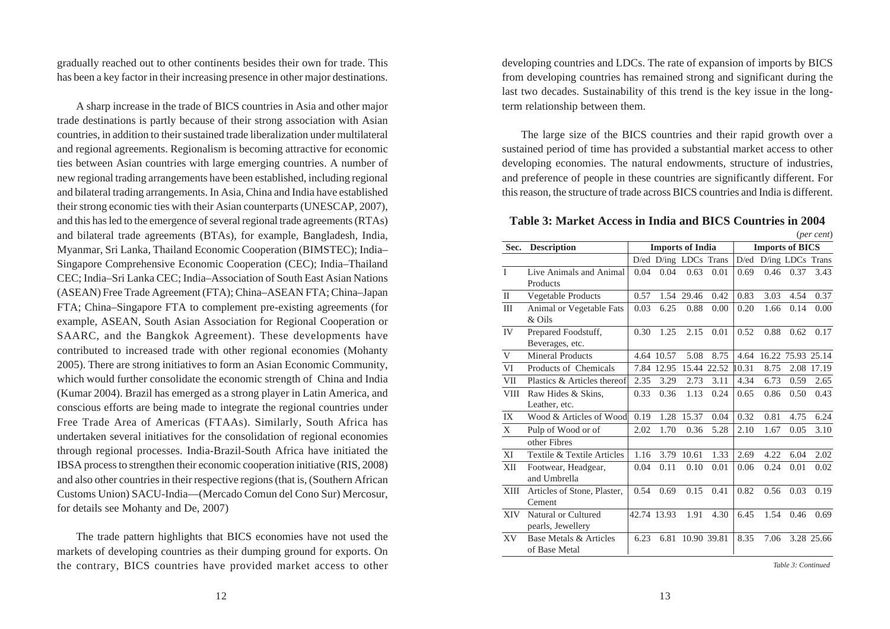gradually reached out to other continents besides their own for trade. This has been a key factor in their increasing presence in other major destinations.

A sharp increase in the trade of BICS countries in Asia and other major trade destinations is partly because of their strong association with Asian countries, in addition to their sustained trade liberalization under multilateral and regional agreements. Regionalism is becoming attractive for economic ties between Asian countries with large emerging countries. A number of new regional trading arrangements have been established, including regional and bilateral trading arrangements. In Asia, China and India have established their strong economic ties with their Asian counterparts (UNESCAP, 2007), and this has led to the emergence of several regional trade agreements (RTAs) and bilateral trade agreements (BTAs), for example, Bangladesh, India, Myanmar, Sri Lanka, Thailand Economic Cooperation (BIMSTEC); India–Singapore Comprehensive Economic Cooperation (CEC); India–Thailand CEC; India–Sri Lanka CEC; India–Association of South East Asian Nations (ASEAN) Free Trade Agreement (FTA); China–ASEAN FTA; China–Japan FTA; China–Singapore FTA to complement pre-existing agreements (for example, ASEAN, South Asian Association for Regional Cooperation or SAARC, and the Bangkok Agreement). These developments have contributed to increased trade with other regional economies (Mohanty 2005). There are strong initiatives to form an Asian Economic Community, which would further consolidate the economic strength of China and India (Kumar 2004). Brazil has emerged as a strong player in Latin America, and conscious efforts are being made to integrate the regional countries under Free Trade Area of Americas (FTAAs). Similarly, South Africa has undertaken several initiatives for the consolidation of regional economies through regional processes. India-Brazil-South Africa have initiated the IBSA process to strengthen their economic cooperation initiative (RIS, 2008) and also other countries in their respective regions (that is, (Southern African Customs Union) SACU-India—(Mercado Comun del Cono Sur) Mercosur, for details see Mohanty and De, 2007)

The trade pattern highlights that BICS economies have not used the markets of developing countries as their dumping ground for exports. On the contrary, BICS countries have provided market access to other developing countries and LDCs. The rate of expansion of imports by BICS from developing countries has remained strong and significant during the last two decades. Sustainability of this trend is the key issue in the long-term relationship between them.

The large size of the BICS countries and their rapid growth over a sustained period of time has provided a substantial market access to other developing economies. The natural endowments, structure of industries, and preference of people in these countries are significantly different. For this reason, the structure of trade across BICS countries and India is different.

**Table 3: Market Access in India and BICS Countries in 2004**

(*per cent*)

| Sec. | Description | Imports of India | | | | Imports of BICS | | | |
|---|---|---|---|---|---|---|---|---|---|
| | | D/ed | D/ing | LDCs | Trans | D/ed | D/ing | LDCs | Trans |
| I | Live Animals and Animal Products | 0.04 | 0.04 | 0.63 | 0.01 | 0.69 | 0.46 | 0.37 | 3.43 |
| II | Vegetable Products | 0.57 | 1.54 | 29.46 | 0.42 | 0.83 | 3.03 | 4.54 | 0.37 |
| III | Animal or Vegetable Fats & Oils | 0.03 | 6.25 | 0.88 | 0.00 | 0.20 | 1.66 | 0.14 | 0.00 |
| IV | Prepared Foodstuff, Beverages, etc. | 0.30 | 1.25 | 2.15 | 0.01 | 0.52 | 0.88 | 0.62 | 0.17 |
| V | Mineral Products | 4.64 | 10.57 | 5.08 | 8.75 | 4.64 | 16.22 | 75.93 | 25.14 |
| VI | Products of Chemicals | 7.84 | 12.95 | 15.44 | 22.52 | 10.31 | 8.75 | 2.08 | 17.19 |
| VII | Plastics & Articles thereof | 2.35 | 3.29 | 2.73 | 3.11 | 4.34 | 6.73 | 0.59 | 2.65 |
| VIII | Raw Hides & Skins, Leather, etc. | 0.33 | 0.36 | 1.13 | 0.24 | 0.65 | 0.86 | 0.50 | 0.43 |
| IX | Wood & Articles of Wood | 0.19 | 1.28 | 15.37 | 0.04 | 0.32 | 0.81 | 4.75 | 6.24 |
| X | Pulp of Wood or of other Fibres | 2.02 | 1.70 | 0.36 | 5.28 | 2.10 | 1.67 | 0.05 | 3.10 |
| XI | Textile & Textile Articles | 1.16 | 3.79 | 10.61 | 1.33 | 2.69 | 4.22 | 6.04 | 2.02 |
| XII | Footwear, Headgear, and Umbrella | 0.04 | 0.11 | 0.10 | 0.01 | 0.06 | 0.24 | 0.01 | 0.02 |
| XIII | Articles of Stone, Plaster, Cement | 0.54 | 0.69 | 0.15 | 0.41 | 0.82 | 0.56 | 0.03 | 0.19 |
| XIV | Natural or Cultured pearls, Jewellery | 42.74 | 13.93 | 1.91 | 4.30 | 6.45 | 1.54 | 0.46 | 0.69 |
| XV | Base Metals & Articles of Base Metal | 6.23 | 6.81 | 10.90 | 39.81 | 8.35 | 7.06 | 3.28 | 25.66 |

*Table 3: Continued*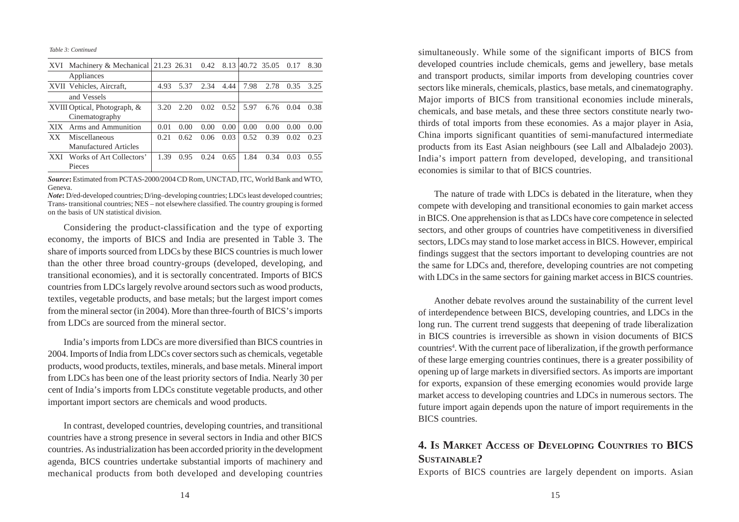*Table 3: Continued*

| | | | | | | | | | |
|---|---|---|---|---|---|---|---|---|---|
| XVI | Machinery & Mechanical Appliances | 21.23 | 26.31 | 0.42 | 8.13 | 40.72 | 35.05 | 0.17 | 8.30 |
| XVII | Vehicles, Aircraft, and Vessels | 4.93 | 5.37 | 2.34 | 4.44 | 7.98 | 2.78 | 0.35 | 3.25 |
| XVIII | Optical, Photograph, & Cinematography | 3.20 | 2.20 | 0.02 | 0.52 | 5.97 | 6.76 | 0.04 | 0.38 |
| XIX | Arms and Ammunition | 0.01 | 0.00 | 0.00 | 0.00 | 0.00 | 0.00 | 0.00 | 0.00 |
| XX | Miscellaneous Manufactured Articles | 0.21 | 0.62 | 0.06 | 0.03 | 0.52 | 0.39 | 0.02 | 0.23 |
| XXI | Works of Art Collectors' Pieces | 1.39 | 0.95 | 0.24 | 0.65 | 1.84 | 0.34 | 0.03 | 0.55 |

***Source*:** Estimated from PCTAS-2000/2004 CD Rom, UNCTAD, ITC, World Bank and WTO, Geneva.

***Note*:** D/ed-developed countries; D/ing–developing countries; LDCs least developed countries; Trans- transitional countries; NES – not elsewhere classified. The country grouping is formed on the basis of UN statistical division.

Considering the product-classification and the type of exporting economy, the imports of BICS and India are presented in Table 3. The share of imports sourced from LDCs by these BICS countries is much lower than the other three broad country-groups (developed, developing, and transitional economies), and it is sectorally concentrated. Imports of BICS countries from LDCs largely revolve around sectors such as wood products, textiles, vegetable products, and base metals; but the largest import comes from the mineral sector (in 2004). More than three-fourth of BICS's imports from LDCs are sourced from the mineral sector.

India's imports from LDCs are more diversified than BICS countries in 2004. Imports of India from LDCs cover sectors such as chemicals, vegetable products, wood products, textiles, minerals, and base metals. Mineral import from LDCs has been one of the least priority sectors of India. Nearly 30 per cent of India's imports from LDCs constitute vegetable products, and other important import sectors are chemicals and wood products.

In contrast, developed countries, developing countries, and transitional countries have a strong presence in several sectors in India and other BICS countries. As industrialization has been accorded priority in the development agenda, BICS countries undertake substantial imports of machinery and mechanical products from both developed and developing countries simultaneously. While some of the significant imports of BICS from developed countries include chemicals, gems and jewellery, base metals and transport products, similar imports from developing countries cover sectors like minerals, chemicals, plastics, base metals, and cinematography. Major imports of BICS from transitional economies include minerals, chemicals, and base metals, and these three sectors constitute nearly two-thirds of total imports from these economies. As a major player in Asia, China imports significant quantities of semi-manufactured intermediate products from its East Asian neighbours (see Lall and Albaladejo 2003). India's import pattern from developed, developing, and transitional economies is similar to that of BICS countries.

The nature of trade with LDCs is debated in the literature, when they compete with developing and transitional economies to gain market access in BICS. One apprehension is that as LDCs have core competence in selected sectors, and other groups of countries have competitiveness in diversified sectors, LDCs may stand to lose market access in BICS. However, empirical findings suggest that the sectors important to developing countries are not the same for LDCs and, therefore, developing countries are not competing with LDCs in the same sectors for gaining market access in BICS countries.

Another debate revolves around the sustainability of the current level of interdependence between BICS, developing countries, and LDCs in the long run. The current trend suggests that deepening of trade liberalization in BICS countries is irreversible as shown in vision documents of BICS countries[4]. With the current pace of liberalization, if the growth performance of these large emerging countries continues, there is a greater possibility of opening up of large markets in diversified sectors. As imports are important for exports, expansion of these emerging economies would provide large market access to developing countries and LDCs in numerous sectors. The future import again depends upon the nature of import requirements in the BICS countries.

## 4. Is Market Access of Developing Countries to BICS Sustainable?

Exports of BICS countries are largely dependent on imports. Asian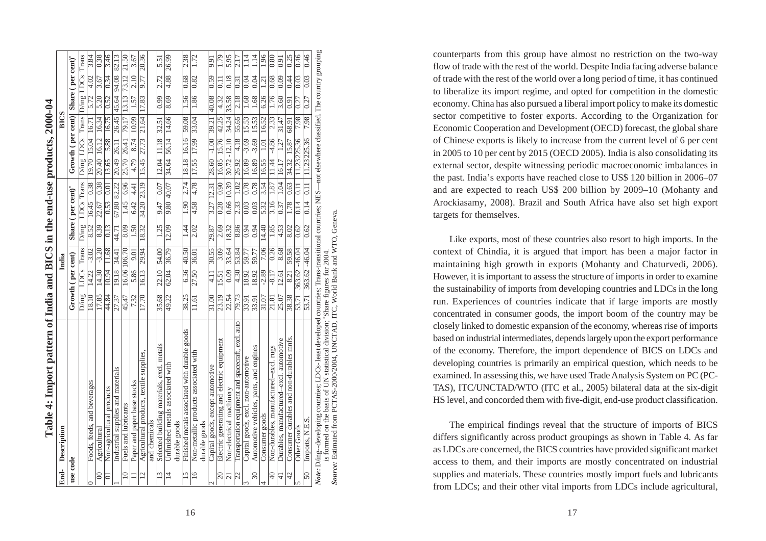**Table 4: Import pattern of India and BICS in the end-use products, 2000-04**

| End-use code | Description | India | | | | | | BICS | | | | | |
|---|---|---|---|---|---|---|---|---|---|---|---|---|---|
| | | Growth ( per cent) | | | Share ( per cent)* | | | Growth ( per cent) | | | Share ( per cent)* | | |
| | | D/ing | LDCs | Trans | D/ing | LDCs | Trans | D/ing | LDCs | Trans | D/ing | LDCs | Trans |
| 0 | Foods, feeds, and beverages | 18.10 | 14.22 | -3.02 | 8.52 | 16.45 | 0.38 | 19.70 | 15.04 | 16.71 | 5.72 | 4.02 | 3.84 |
| 00 | Agricultural | 17.85 | 14.30 | -3.20 | 8.39 | 22.67 | 0.38 | 20.40 | 16.12 | 16.34 | 5.20 | 3.67 | 0.38 |
| 01 | Non-agricultural products | 44.84 | 10.94 | 11.68 | 0.13 | 0.53 | 0.01 | 13.65 | 5.88 | 16.75 | 0.52 | 0.34 | 3.46 |
| 1 | Industrial supplies and materials | 27.37 | 19.18 | 34.41 | 44.71 | 67.80 | 82.22 | 20.49 | 26.11 | 26.45 | 45.64 | 94.08 | 82.13 |
| 10 | Fuels and lubricants | 45.47 | 16.06 | 106.70 | 8.09 | 1.45 | 6.96 | 25.70 | 26.41 | 79.17 | 13.13 | 73.12 | 21.50 |
| 11 | Paper and paper base stocks | 7.32 | 5.86 | 9.01 | 1.50 | 6.42 | 4.41 | 4.79 | 8.74 | 10.99 | 1.57 | 2.10 | 3.67 |
| 12 | Agricultural products, textile supplies, and chemicals | 17.70 | 16.13 | 29.94 | 18.32 | 34.20 | 23.19 | 15.45 | 27.73 | 21.64 | 17.83 | 9.77 | 20.36 |
| 13 | Selected building materials, excl. metals | 35.68 | 22.10 | 54.00 | 1.25 | 9.47 | 0.07 | 12.04 | 11.18 | 32.51 | 0.99 | 2.72 | 5.51 |
| 14 | Unfinished metals associated with durable goods | 49.22 | 62.04 | 36.79 | 12.09 | 9.80 | 40.07 | 34.64 | 56.14 | 14.66 | 8.69 | 4.88 | 26.99 |
| 15 | Finished metals associated with durable goods | 38.25 | 6.36 | 40.50 | 1.44 | 1.90 | 2.74 | 18.18 | 16.16 | 59.08 | 1.56 | 0.68 | 2.38 |
| 16 | Non-metallic products associated with durable goods | 11.61 | 27.50 | 36.01 | 2.02 | 4.58 | 4.78 | 17.55 | 17.99 | 33.04 | 1.86 | 0.82 | 1.72 |
| 2 | Capital goods, except automotive | 31.00 | 4.11 | 30.55 | 29.87 | 3.27 | 12.31 | 28.60 | -1.00 | 39.21 | 40.08 | 0.59 | 9.91 |
| 20 | Electric generating and electric equipment | 23.19 | 15.51 | 3.09 | 2.69 | 0.28 | 0.90 | 16.85 | 15.76 | 42.25 | 4.32 | 0.11 | 1.79 |
| 21 | Non-electrical machinery | 22.54 | 0.09 | 33.64 | 18.32 | 0.66 | 10.39 | 30.72 | -12.10 | 34.24 | 33.58 | 0.18 | 5.95 |
| 22 | Transportation equipment and spacecraft, excl. auto | 79.73 | 4.30 | 53.84 | 8.86 | 2.33 | 1.02 | 26.92 | 4.18 | 55.65 | 2.18 | 0.31 | 2.17 |
| 3 | Capital goods, excl. non-automotive | 33.91 | 18.92 | 59.77 | 0.94 | 0.03 | 0.78 | 16.89 | -3.69 | 15.53 | 1.68 | 0.04 | 1.14 |
| 30 | Automotive vehicles, parts, and engines | 33.91 | 18.92 | 59.77 | 0.94 | 0.03 | 0.78 | 16.89 | -3.69 | 15.53 | 1.68 | 0.04 | 1.14 |
| 4 | Consumer goods | 31.07 | -2.89 | 7.06 | 14.40 | 5.32 | 3.54 | 16.55 | 1.01 | 16.52 | 6.26 | 1.21 | 1.96 |
| 40 | Non-durables, manufactured--excl. rugs | 21.81 | -8.17 | 0.26 | 1.85 | 3.16 | 1.87 | 11.44 | -4.86 | 2.33 | 1.76 | 0.68 | 0.80 |
| 41 | Durables, manufactured--excl. automotive | 25.07 | 12.61 | 8.68 | 4.53 | 0.37 | 1.04 | 16.17 | 1.27 | 31.47 | 3.60 | 0.09 | 0.91 |
| 42 | Consumer durables and non-durables mnfs. | 38.38 | 8.21 | 59.58 | 8.02 | 1.78 | 0.63 | 34.32 | 15.87 | 68.91 | 0.91 | 0.44 | 0.25 |
| 5 | Other Goods | 53.71 | 363.62 | -46.04 | 0.62 | 0.14 | 0.11 | 11.23 | 225.36 | 7.98 | 0.27 | 0.03 | 0.46 |
| 50 | Imports, N.E.S. | 53.71 | 363.62 | -46.04 | 0.62 | 0.14 | 0.11 | 11.23 | 225.36 | 7.98 | 0.27 | 0.03 | 0.46 |

*Note:* D/ing--developing countries; LDCs- least developed countries; Trans-transitional countries; NES—not elsewhere classified. The country grouping is formed on the basis of UN statistical division; *Share figures for 2004.

*Source:* Estimated from PCTAS-2000/2004, UNCTAD, ITC, World Bank and WTO, Geneva.

counterparts from this group have almost no restriction on the two-way flow of trade with the rest of the world. Despite India facing adverse balance of trade with the rest of the world over a long period of time, it has continued to liberalize its import regime, and opted for competition in the domestic economy. China has also pursued a liberal import policy to make its domestic sector competitive to foster exports. According to the Organization for Economic Cooperation and Development (OECD) forecast, the global share of Chinese exports is likely to increase from the current level of 6 per cent in 2005 to 10 per cent by 2015 (OECD 2005). India is also consolidating its external sector, despite witnessing periodic macroeconomic imbalances in the past. India's exports have reached close to US$ 120 billion in 2006–07 and are expected to reach US$ 200 billion by 2009–10 (Mohanty and Arockiasamy, 2008). Brazil and South Africa have also set high export targets for themselves.

Like exports, most of these countries also resort to high imports. In the context of Chindia, it is argued that import has been a major factor in maintaining high growth in exports (Mohanty and Chaturvedi, 2006). However, it is important to assess the structure of imports in order to examine the sustainability of imports from developing countries and LDCs in the long run. Experiences of countries indicate that if large imports are mostly concentrated in consumer goods, the import boom of the country may be closely linked to domestic expansion of the economy, whereas rise of imports based on industrial intermediates, depends largely upon the export performance of the economy. Therefore, the import dependence of BICS on LDCs and developing countries is primarily an empirical question, which needs to be examined. In assessing this, we have used Trade Analysis System on PC (PC-TAS), ITC/UNCTAD/WTO (ITC et al., 2005) bilateral data at the six-digit HS level, and concorded them with five-digit, end-use product classification.

The empirical findings reveal that the structure of imports of BICS differs significantly across product groupings as shown in Table 4. As far as LDCs are concerned, the BICS countries have provided significant market access to them, and their imports are mostly concentrated on industrial supplies and materials. These countries mostly import fuels and lubricants from LDCs; and their other vital imports from LDCs include agricultural,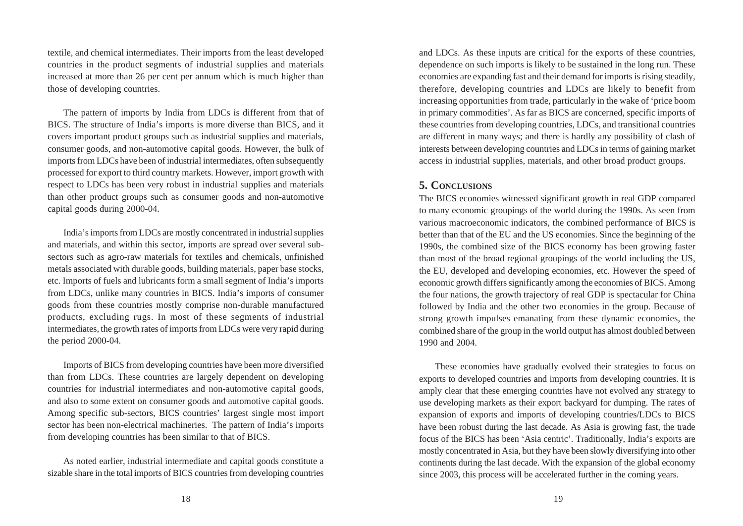textile, and chemical intermediates. Their imports from the least developed countries in the product segments of industrial supplies and materials increased at more than 26 per cent per annum which is much higher than those of developing countries.

The pattern of imports by India from LDCs is different from that of BICS. The structure of India's imports is more diverse than BICS, and it covers important product groups such as industrial supplies and materials, consumer goods, and non-automotive capital goods. However, the bulk of imports from LDCs have been of industrial intermediates, often subsequently processed for export to third country markets. However, import growth with respect to LDCs has been very robust in industrial supplies and materials than other product groups such as consumer goods and non-automotive capital goods during 2000-04.

India's imports from LDCs are mostly concentrated in industrial supplies and materials, and within this sector, imports are spread over several sub-sectors such as agro-raw materials for textiles and chemicals, unfinished metals associated with durable goods, building materials, paper base stocks, etc. Imports of fuels and lubricants form a small segment of India's imports from LDCs, unlike many countries in BICS. India's imports of consumer goods from these countries mostly comprise non-durable manufactured products, excluding rugs. In most of these segments of industrial intermediates, the growth rates of imports from LDCs were very rapid during the period 2000-04.

Imports of BICS from developing countries have been more diversified than from LDCs. These countries are largely dependent on developing countries for industrial intermediates and non-automotive capital goods, and also to some extent on consumer goods and automotive capital goods. Among specific sub-sectors, BICS countries' largest single most import sector has been non-electrical machineries. The pattern of India's imports from developing countries has been similar to that of BICS.

As noted earlier, industrial intermediate and capital goods constitute a sizable share in the total imports of BICS countries from developing countries and LDCs. As these inputs are critical for the exports of these countries, dependence on such imports is likely to be sustained in the long run. These economies are expanding fast and their demand for imports is rising steadily, therefore, developing countries and LDCs are likely to benefit from increasing opportunities from trade, particularly in the wake of 'price boom in primary commodities'. As far as BICS are concerned, specific imports of these countries from developing countries, LDCs, and transitional countries are different in many ways; and there is hardly any possibility of clash of interests between developing countries and LDCs in terms of gaining market access in industrial supplies, materials, and other broad product groups.

## 5. Conclusions

The BICS economies witnessed significant growth in real GDP compared to many economic groupings of the world during the 1990s. As seen from various macroeconomic indicators, the combined performance of BICS is better than that of the EU and the US economies. Since the beginning of the 1990s, the combined size of the BICS economy has been growing faster than most of the broad regional groupings of the world including the US, the EU, developed and developing economies, etc. However the speed of economic growth differs significantly among the economies of BICS. Among the four nations, the growth trajectory of real GDP is spectacular for China followed by India and the other two economies in the group. Because of strong growth impulses emanating from these dynamic economies, the combined share of the group in the world output has almost doubled between 1990 and 2004.

These economies have gradually evolved their strategies to focus on exports to developed countries and imports from developing countries. It is amply clear that these emerging countries have not evolved any strategy to use developing markets as their export backyard for dumping. The rates of expansion of exports and imports of developing countries/LDCs to BICS have been robust during the last decade. As Asia is growing fast, the trade focus of the BICS has been 'Asia centric'. Traditionally, India's exports are mostly concentrated in Asia, but they have been slowly diversifying into other continents during the last decade. With the expansion of the global economy since 2003, this process will be accelerated further in the coming years.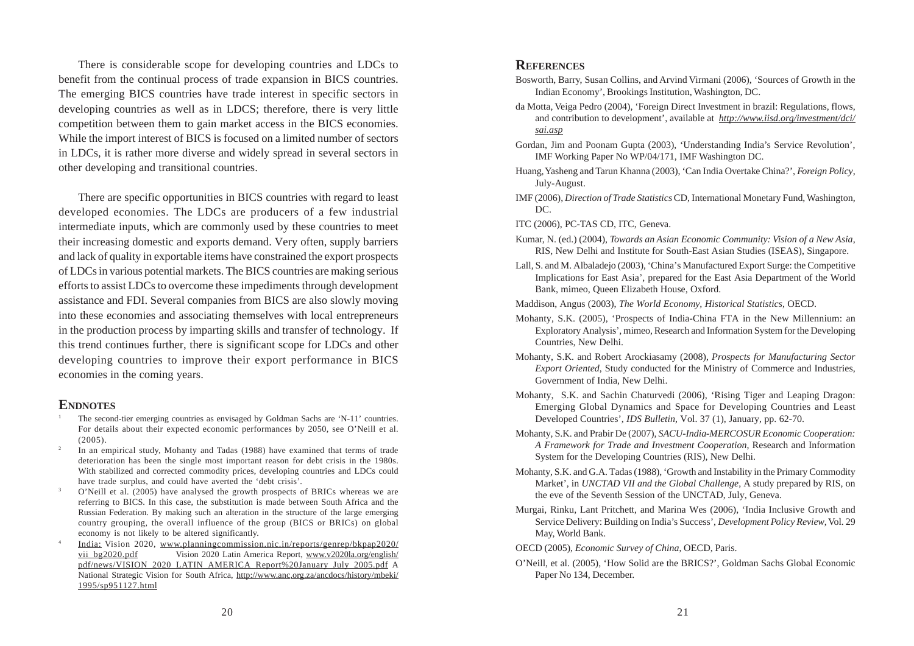There is considerable scope for developing countries and LDCs to benefit from the continual process of trade expansion in BICS countries. The emerging BICS countries have trade interest in specific sectors in developing countries as well as in LDCS; therefore, there is very little competition between them to gain market access in the BICS economies. While the import interest of BICS is focused on a limited number of sectors in LDCs, it is rather more diverse and widely spread in several sectors in other developing and transitional countries.

There are specific opportunities in BICS countries with regard to least developed economies. The LDCs are producers of a few industrial intermediate inputs, which are commonly used by these countries to meet their increasing domestic and exports demand. Very often, supply barriers and lack of quality in exportable items have constrained the export prospects of LDCs in various potential markets. The BICS countries are making serious efforts to assist LDCs to overcome these impediments through development assistance and FDI. Several companies from BICS are also slowly moving into these economies and associating themselves with local entrepreneurs in the production process by imparting skills and transfer of technology. If this trend continues further, there is significant scope for LDCs and other developing countries to improve their export performance in BICS economies in the coming years.

## Endnotes

1. The second-tier emerging countries as envisaged by Goldman Sachs are 'N-11' countries. For details about their expected economic performances by 2050, see O'Neill et al. (2005).
2. In an empirical study, Mohanty and Tadas (1988) have examined that terms of trade deterioration has been the single most important reason for debt crisis in the 1980s. With stabilized and corrected commodity prices, developing countries and LDCs could have trade surplus, and could have averted the 'debt crisis'.
3. O'Neill et al. (2005) have analysed the growth prospects of BRICs whereas we are referring to BICS. In this case, the substitution is made between South Africa and the Russian Federation. By making such an alteration in the structure of the large emerging country grouping, the overall influence of the group (BICS or BRICs) on global economy is not likely to be altered significantly.
4. India: Vision 2020, www.planningcommission.nic.in/reports/genrep/bkpap2020/vii_bg2020.pdf Vision 2020 Latin America Report, www.v2020la.org/english/pdf/news/VISION_2020_LATIN_AMERICA_Report%20January_July_2005.pdf A National Strategic Vision for South Africa, http://www.anc.org.za/ancdocs/history/mbeki/1995/sp951127.html

## References

Bosworth, Barry, Susan Collins, and Arvind Virmani (2006), 'Sources of Growth in the Indian Economy', Brookings Institution, Washington, DC.

da Motta, Veiga Pedro (2004), 'Foreign Direct Investment in brazil: Regulations, flows, and contribution to development', available at http://www.iisd.org/investment/dci/sai.asp

Gordan, Jim and Poonam Gupta (2003), 'Understanding India's Service Revolution', IMF Working Paper No WP/04/171, IMF Washington DC.

Huang, Yasheng and Tarun Khanna (2003), 'Can India Overtake China?', *Foreign Policy*, July-August.

IMF (2006), *Direction of Trade Statistics* CD, International Monetary Fund, Washington, DC.

ITC (2006), PC-TAS CD, ITC, Geneva.

Kumar, N. (ed.) (2004), *Towards an Asian Economic Community: Vision of a New Asia*, RIS, New Delhi and Institute for South-East Asian Studies (ISEAS), Singapore.

Lall, S. and M. Albaladejo (2003), 'China's Manufactured Export Surge: the Competitive Implications for East Asia', prepared for the East Asia Department of the World Bank, mimeo, Queen Elizabeth House, Oxford.

Maddison, Angus (2003), *The World Economy, Historical Statistics*, OECD.

Mohanty, S.K. (2005), 'Prospects of India-China FTA in the New Millennium: an Exploratory Analysis', mimeo, Research and Information System for the Developing Countries, New Delhi.

Mohanty, S.K. and Robert Arockiasamy (2008), *Prospects for Manufacturing Sector Export Oriented*, Study conducted for the Ministry of Commerce and Industries, Government of India, New Delhi.

Mohanty, S.K. and Sachin Chaturvedi (2006), 'Rising Tiger and Leaping Dragon: Emerging Global Dynamics and Space for Developing Countries and Least Developed Countries', *IDS Bulletin*, Vol. 37 (1), January, pp. 62-70.

Mohanty, S.K. and Prabir De (2007), *SACU-India-MERCOSUR Economic Cooperation: A Framework for Trade and Investment Cooperation*, Research and Information System for the Developing Countries (RIS), New Delhi.

Mohanty, S.K. and G.A. Tadas (1988), 'Growth and Instability in the Primary Commodity Market', in *UNCTAD VII and the Global Challenge*, A study prepared by RIS, on the eve of the Seventh Session of the UNCTAD, July, Geneva.

Murgai, Rinku, Lant Pritchett, and Marina Wes (2006), 'India Inclusive Growth and Service Delivery: Building on India's Success', *Development Policy Review*, Vol. 29 May, World Bank.

OECD (2005), *Economic Survey of China*, OECD, Paris.

O'Neill, et al. (2005), 'How Solid are the BRICS?', Goldman Sachs Global Economic Paper No 134, December.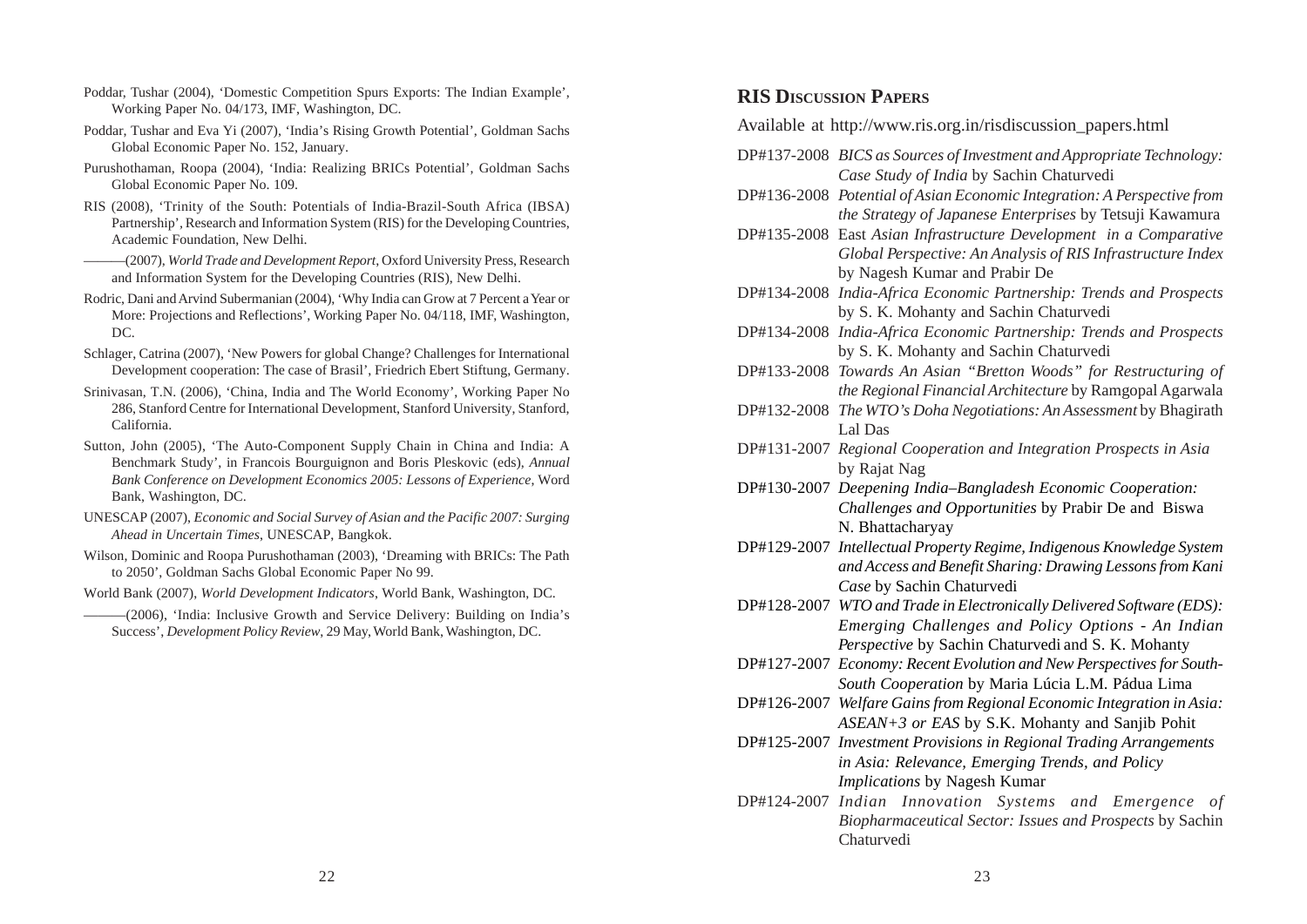Poddar, Tushar (2004), 'Domestic Competition Spurs Exports: The Indian Example', Working Paper No. 04/173, IMF, Washington, DC.

Poddar, Tushar and Eva Yi (2007), 'India's Rising Growth Potential', Goldman Sachs Global Economic Paper No. 152, January.

Purushothaman, Roopa (2004), 'India: Realizing BRICs Potential', Goldman Sachs Global Economic Paper No. 109.

RIS (2008), 'Trinity of the South: Potentials of India-Brazil-South Africa (IBSA) Partnership', Research and Information System (RIS) for the Developing Countries, Academic Foundation, New Delhi.

———(2007), *World Trade and Development Report*, Oxford University Press, Research and Information System for the Developing Countries (RIS), New Delhi.

Rodric, Dani and Arvind Subermanian (2004), 'Why India can Grow at 7 Percent a Year or More: Projections and Reflections', Working Paper No. 04/118, IMF, Washington, DC.

Schlager, Catrina (2007), 'New Powers for global Change? Challenges for International Development cooperation: The case of Brasil', Friedrich Ebert Stiftung, Germany.

Srinivasan, T.N. (2006), 'China, India and The World Economy', Working Paper No 286, Stanford Centre for International Development, Stanford University, Stanford, California.

Sutton, John (2005), 'The Auto-Component Supply Chain in China and India: A Benchmark Study', in Francois Bourguignon and Boris Pleskovic (eds), *Annual Bank Conference on Development Economics 2005: Lessons of Experience*, Word Bank, Washington, DC.

UNESCAP (2007), *Economic and Social Survey of Asian and the Pacific 2007: Surging Ahead in Uncertain Times*, UNESCAP, Bangkok.

Wilson, Dominic and Roopa Purushothaman (2003), 'Dreaming with BRICs: The Path to 2050', Goldman Sachs Global Economic Paper No 99.

World Bank (2007), *World Development Indicators*, World Bank, Washington, DC.

———(2006), 'India: Inclusive Growth and Service Delivery: Building on India's Success', *Development Policy Review*, 29 May, World Bank, Washington, DC.

## RIS Discussion Papers

Available at http://www.ris.org.in/risdiscussion_papers.html

DP#137-2008 *BICS as Sources of Investment and Appropriate Technology: Case Study of India* by Sachin Chaturvedi

DP#136-2008 *Potential of Asian Economic Integration: A Perspective from the Strategy of Japanese Enterprises* by Tetsuji Kawamura

DP#135-2008 East *Asian Infrastructure Development in a Comparative Global Perspective: An Analysis of RIS Infrastructure Index* by Nagesh Kumar and Prabir De

DP#134-2008 *India-Africa Economic Partnership: Trends and Prospects* by S. K. Mohanty and Sachin Chaturvedi

DP#134-2008 *India-Africa Economic Partnership: Trends and Prospects* by S. K. Mohanty and Sachin Chaturvedi

DP#133-2008 *Towards An Asian "Bretton Woods" for Restructuring of the Regional Financial Architecture* by Ramgopal Agarwala

DP#132-2008 *The WTO's Doha Negotiations: An Assessment* by Bhagirath Lal Das

DP#131-2007 *Regional Cooperation and Integration Prospects in Asia* by Rajat Nag

DP#130-2007 *Deepening India–Bangladesh Economic Cooperation: Challenges and Opportunities* by Prabir De and Biswa N. Bhattacharyay

DP#129-2007 *Intellectual Property Regime, Indigenous Knowledge System and Access and Benefit Sharing: Drawing Lessons from Kani Case* by Sachin Chaturvedi

DP#128-2007 *WTO and Trade in Electronically Delivered Software (EDS): Emerging Challenges and Policy Options - An Indian Perspective* by Sachin Chaturvedi and S. K. Mohanty

DP#127-2007 *Economy: Recent Evolution and New Perspectives for South-South Cooperation* by Maria Lúcia L.M. Pádua Lima

DP#126-2007 *Welfare Gains from Regional Economic Integration in Asia: ASEAN+3 or EAS* by S.K. Mohanty and Sanjib Pohit

DP#125-2007 *Investment Provisions in Regional Trading Arrangements in Asia: Relevance, Emerging Trends, and Policy Implications* by Nagesh Kumar

DP#124-2007 *Indian Innovation Systems and Emergence of Biopharmaceutical Sector: Issues and Prospects* by Sachin Chaturvedi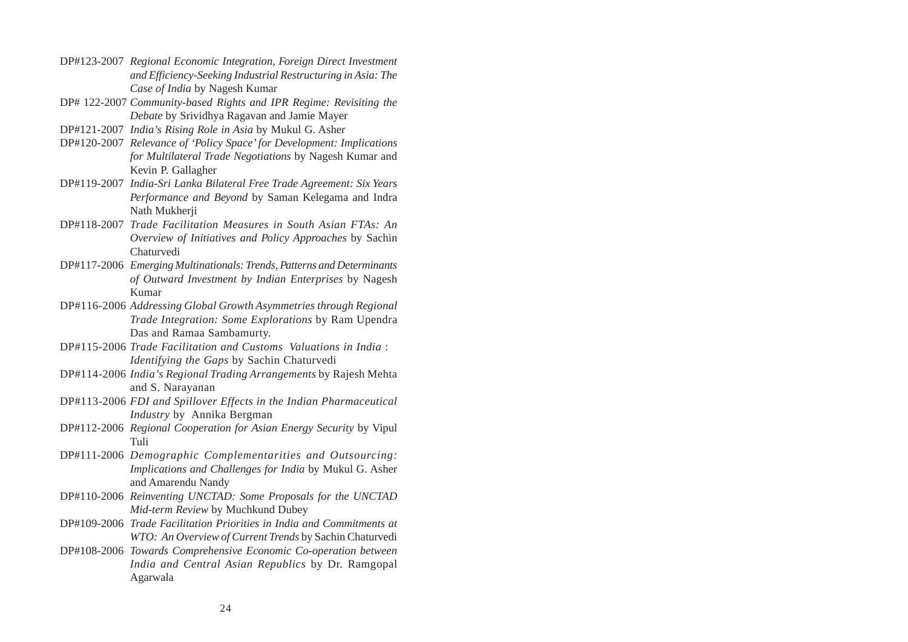DP#123-2007 *Regional Economic Integration, Foreign Direct Investment and Efficiency-Seeking Industrial Restructuring in Asia: The Case of India* by Nagesh Kumar

DP# 122-2007 *Community-based Rights and IPR Regime: Revisiting the Debate* by Srividhya Ragavan and Jamie Mayer

DP#121-2007 *India's Rising Role in Asia* by Mukul G. Asher

DP#120-2007 *Relevance of 'Policy Space' for Development: Implications for Multilateral Trade Negotiations* by Nagesh Kumar and Kevin P. Gallagher

DP#119-2007 *India-Sri Lanka Bilateral Free Trade Agreement: Six Years Performance and Beyond* by Saman Kelegama and Indra Nath Mukherji

DP#118-2007 *Trade Facilitation Measures in South Asian FTAs: An Overview of Initiatives and Policy Approaches* by Sachin Chaturvedi

DP#117-2006 *Emerging Multinationals: Trends, Patterns and Determinants of Outward Investment by Indian Enterprises* by Nagesh Kumar

DP#116-2006 *Addressing Global Growth Asymmetries through Regional Trade Integration: Some Explorations* by Ram Upendra Das and Ramaa Sambamurty.

DP#115-2006 *Trade Facilitation and Customs Valuations in India* : *Identifying the Gaps* by Sachin Chaturvedi

DP#114-2006 *India's Regional Trading Arrangements* by Rajesh Mehta and S. Narayanan

DP#113-2006 *FDI and Spillover Effects in the Indian Pharmaceutical Industry* by Annika Bergman

DP#112-2006 *Regional Cooperation for Asian Energy Security* by Vipul Tuli

DP#111-2006 *Demographic Complementarities and Outsourcing: Implications and Challenges for India* by Mukul G. Asher and Amarendu Nandy

DP#110-2006 *Reinventing UNCTAD: Some Proposals for the UNCTAD Mid-term Review* by Muchkund Dubey

DP#109-2006 *Trade Facilitation Priorities in India and Commitments at WTO: An Overview of Current Trends* by Sachin Chaturvedi

DP#108-2006 *Towards Comprehensive Economic Co-operation between India and Central Asian Republics* by Dr. Ramgopal Agarwala